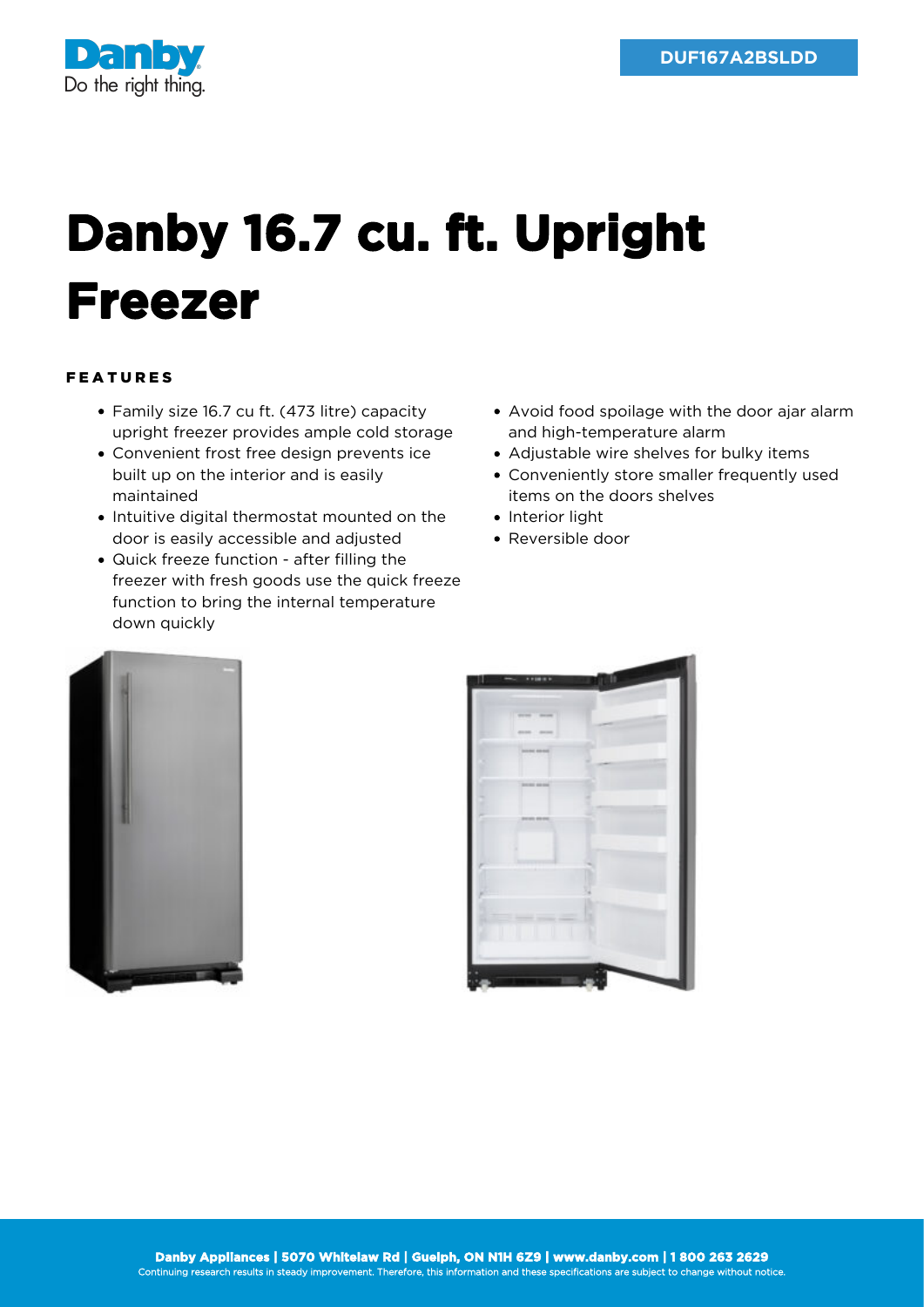Danby

Do the right thing.

DUF167A2BSLDD

# Danby 16.7 cu. ft. Upright Freezer

## FEATURES

- Family size 16.7 cu ft. (473 litre) capacity upright freezer provides ample cold storage
- Convenient frost free design prevents ice built up on the interior and is easily maintained
- Intuitive digital thermostat mounted on the door is easily accessible and adjusted
- Quick freeze function - after filling the freezer with fresh goods use the quick freeze function to bring the internal temperature down quickly
- Avoid food spoilage with the door ajar alarm and high-temperature alarm
- Adjustable wire shelves for bulky items
- Conveniently store smaller frequently used items on the doors shelves
- Interior light
- Reversible door

**Danby Appliances | 5070 Whitelaw Rd | Guelph, ON N1H 6Z9 | www.danby.com | 1 800 263 2629**

Continuing research results in steady improvement. Therefore, this information and these specifications are subject to change without notice.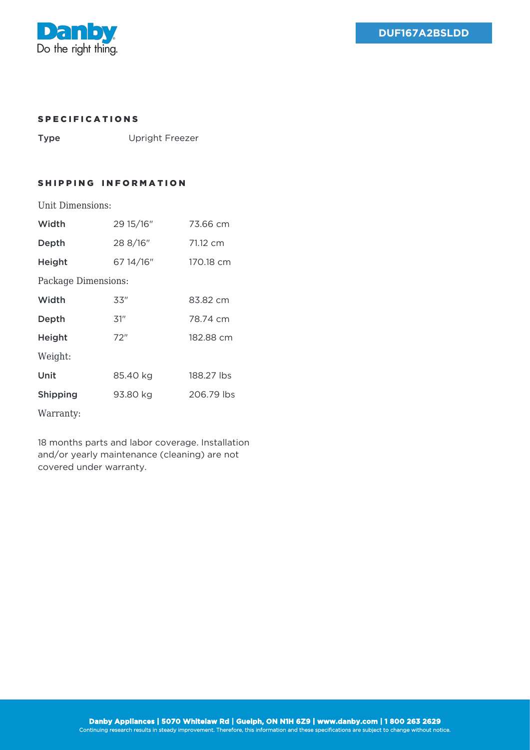Danby
Do the right thing.

DUF167A2BSLDD

## SPECIFICATIONS

| | |
|---|---|
| **Type** | Upright Freezer |

## SHIPPING INFORMATION

| | | |
|---|---|---|
| Unit Dimensions: | | |
| **Width** | 29 15/16" | 73.66 cm |
| **Depth** | 28 8/16" | 71.12 cm |
| **Height** | 67 14/16" | 170.18 cm |
| Package Dimensions: | | |
| **Width** | 33" | 83.82 cm |
| **Depth** | 31" | 78.74 cm |
| **Height** | 72" | 182.88 cm |
| Weight: | | |
| **Unit** | 85.40 kg | 188.27 lbs |
| **Shipping** | 93.80 kg | 206.79 lbs |

Warranty:

18 months parts and labor coverage. Installation and/or yearly maintenance (cleaning) are not covered under warranty.

**Danby Appliances | 5070 Whitelaw Rd | Guelph, ON N1H 6Z9 | www.danby.com | 1 800 263 2629**
Continuing research results in steady improvement. Therefore, this information and these specifications are subject to change without notice.